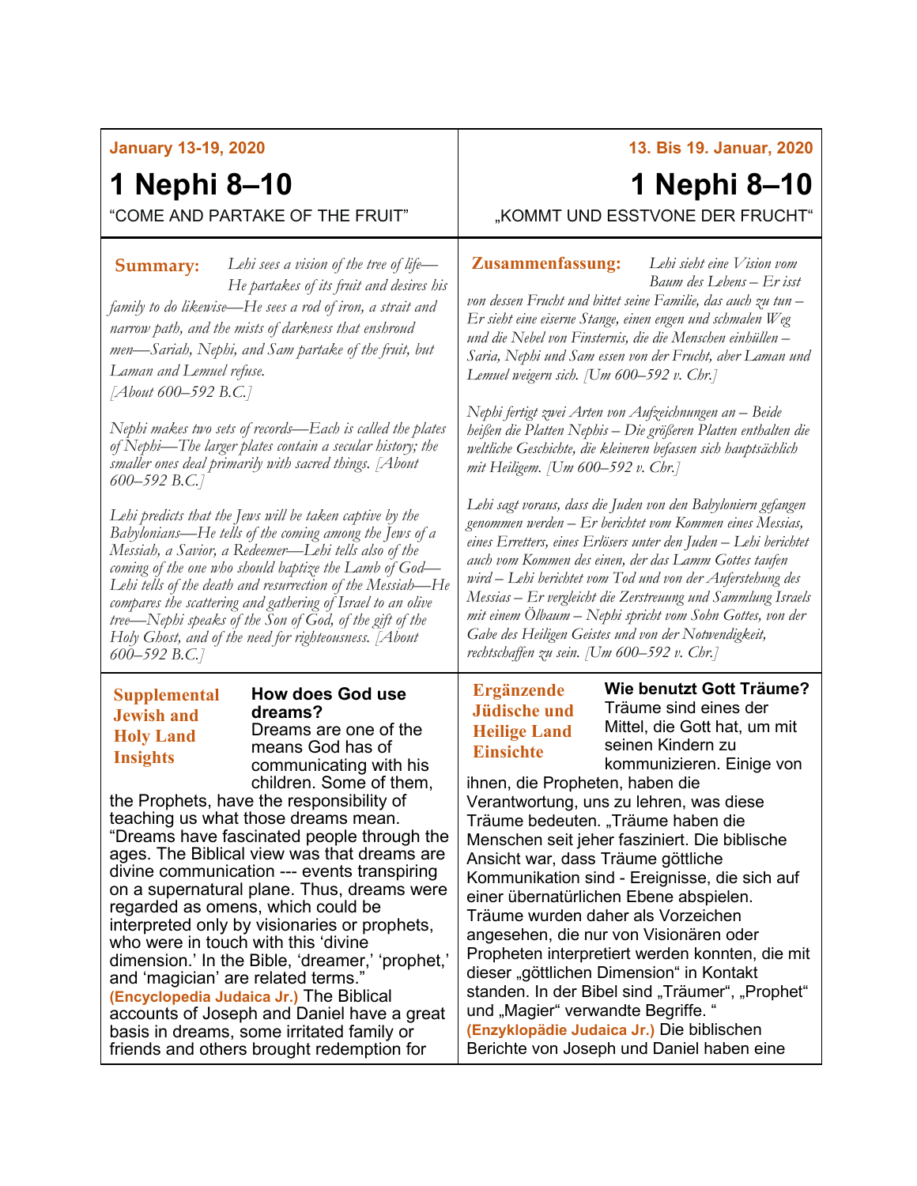**January 13-19, 2020**

# 1 Nephi 8–10

“COME AND PARTAKE OF THE FRUIT”

**Summary:** *Lehi sees a vision of the tree of life—He partakes of its fruit and desires his family to do likewise—He sees a rod of iron, a strait and narrow path, and the mists of darkness that enshroud men—Sariah, Nephi, and Sam partake of the fruit, but Laman and Lemuel refuse. [About 600–592 B.C.]*

*Nephi makes two sets of records—Each is called the plates of Nephi—The larger plates contain a secular history; the smaller ones deal primarily with sacred things. [About 600–592 B.C.]*

*Lehi predicts that the Jews will be taken captive by the Babylonians—He tells of the coming among the Jews of a Messiah, a Savior, a Redeemer—Lehi tells also of the coming of the one who should baptize the Lamb of God—Lehi tells of the death and resurrection of the Messiah—He compares the scattering and gathering of Israel to an olive tree—Nephi speaks of the Son of God, of the gift of the Holy Ghost, and of the need for righteousness. [About 600–592 B.C.]*

**Supplemental Jewish and Holy Land Insights**

**How does God use dreams?**
Dreams are one of the means God has of communicating with his children. Some of them, the Prophets, have the responsibility of teaching us what those dreams mean. “Dreams have fascinated people through the ages. The Biblical view was that dreams are divine communication --- events transpiring on a supernatural plane. Thus, dreams were regarded as omens, which could be interpreted only by visionaries or prophets, who were in touch with this ‘divine dimension.’ In the Bible, ‘dreamer,’ ‘prophet,’ and ‘magician’ are related terms.” **(Encyclopedia Judaica Jr.)** The Biblical accounts of Joseph and Daniel have a great basis in dreams, some irritated family or friends and others brought redemption for

**13. Bis 19. Januar, 2020**

# 1 Nephi 8–10

„KOMMT UND ESSTVONE DER FRUCHT“

**Zusammenfassung:** *Lehi sieht eine Vision vom Baum des Lebens – Er isst von dessen Frucht und bittet seine Familie, das auch zu tun – Er sieht eine eiserne Stange, einen engen und schmalen Weg und die Nebel von Finsternis, die die Menschen einhüllen – Saria, Nephi und Sam essen von der Frucht, aber Laman und Lemuel weigern sich. [Um 600–592 v. Chr.]*

*Nephi fertigt zwei Arten von Aufzeichnungen an – Beide heißen die Platten Nephis – Die größeren Platten enthalten die weltliche Geschichte, die kleineren befassen sich hauptsächlich mit Heiligem. [Um 600–592 v. Chr.]*

*Lehi sagt voraus, dass die Juden von den Babyloniern gefangen genommen werden – Er berichtet vom Kommen eines Messias, eines Erretters, eines Erlösers unter den Juden – Lehi berichtet auch vom Kommen des einen, der das Lamm Gottes taufen wird – Lehi berichtet vom Tod und von der Auferstehung des Messias – Er vergleicht die Zerstreuung und Sammlung Israels mit einem Ölbaum – Nephi spricht vom Sohn Gottes, von der Gabe des Heiligen Geistes und von der Notwendigkeit, rechtschaffen zu sein. [Um 600–592 v. Chr.]*

**Ergänzende Jüdische und Heilige Land Einsichte**

**Wie benutzt Gott Träume?**
Träume sind eines der Mittel, die Gott hat, um mit seinen Kindern zu kommunizieren. Einige von ihnen, die Propheten, haben die Verantwortung, uns zu lehren, was diese Träume bedeuten. „Träume haben die Menschen seit jeher fasziniert. Die biblische Ansicht war, dass Träume göttliche Kommunikation sind - Ereignisse, die sich auf einer übernatürlichen Ebene abspielen. Träume wurden daher als Vorzeichen angesehen, die nur von Visionären oder Propheten interpretiert werden konnten, die mit dieser „göttlichen Dimension“ in Kontakt standen. In der Bibel sind „Träumer“, „Prophet“ und „Magier“ verwandte Begriffe. “ **(Enzyklopädie Judaica Jr.)** Die biblischen Berichte von Joseph und Daniel haben eine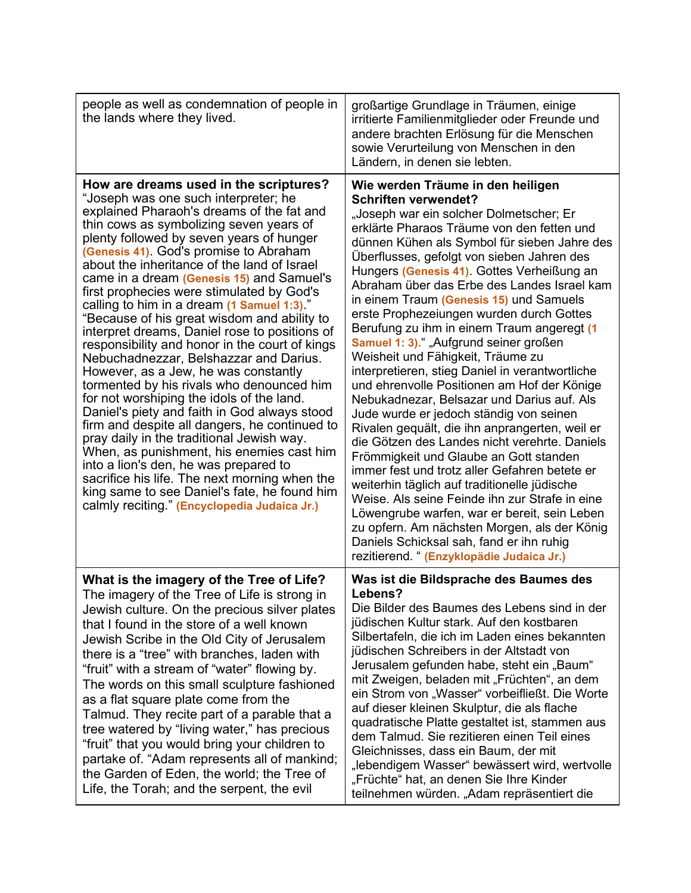| | |
|---|---|
| people as well as condemnation of people in the lands where they lived. | großartige Grundlage in Träumen, einige irritierte Familienmitglieder oder Freunde und andere brachten Erlösung für die Menschen sowie Verurteilung von Menschen in den Ländern, in denen sie lebten. |
| **How are dreams used in the scriptures?** “Joseph was one such interpreter; he explained Pharaoh's dreams of the fat and thin cows as symbolizing seven years of plenty followed by seven years of hunger **(Genesis 41)**. God's promise to Abraham about the inheritance of the land of Israel came in a dream **(Genesis 15)** and Samuel's first prophecies were stimulated by God's calling to him in a dream **(1 Samuel 1:3)**.” “Because of his great wisdom and ability to interpret dreams, Daniel rose to positions of responsibility and honor in the court of kings Nebuchadnezzar, Belshazzar and Darius. However, as a Jew, he was constantly tormented by his rivals who denounced him for not worshiping the idols of the land. Daniel's piety and faith in God always stood firm and despite all dangers, he continued to pray daily in the traditional Jewish way. When, as punishment, his enemies cast him into a lion's den, he was prepared to sacrifice his life. The next morning when the king same to see Daniel's fate, he found him calmly reciting.” **(Encyclopedia Judaica Jr.)** | **Wie werden Träume in den heiligen Schriften verwendet?** „Joseph war ein solcher Dolmetscher; Er erklärte Pharaos Träume von den fetten und dünnen Kühen als Symbol für sieben Jahre des Überflusses, gefolgt von sieben Jahren des Hungers **(Genesis 41)**. Gottes Verheißung an Abraham über das Erbe des Landes Israel kam in einem Traum **(Genesis 15)** und Samuels erste Prophezeiungen wurden durch Gottes Berufung zu ihm in einem Traum angeregt **(1 Samuel 1: 3).**“ „Aufgrund seiner großen Weisheit und Fähigkeit, Träume zu interpretieren, stieg Daniel in verantwortliche und ehrenvolle Positionen am Hof der Könige Nebukadnezar, Belsazar und Darius auf. Als Jude wurde er jedoch ständig von seinen Rivalen gequält, die ihn anprangerten, weil er die Götzen des Landes nicht verehrte. Daniels Frömmigkeit und Glaube an Gott standen immer fest und trotz aller Gefahren betete er weiterhin täglich auf traditionelle jüdische Weise. Als seine Feinde ihn zur Strafe in eine Löwengrube warfen, war er bereit, sein Leben zu opfern. Am nächsten Morgen, als der König Daniels Schicksal sah, fand er ihn ruhig rezitierend. “ **(Enzyklopädie Judaica Jr.)** |
| **What is the imagery of the Tree of Life?** The imagery of the Tree of Life is strong in Jewish culture. On the precious silver plates that I found in the store of a well known Jewish Scribe in the Old City of Jerusalem there is a “tree” with branches, laden with “fruit” with a stream of “water” flowing by. The words on this small sculpture fashioned as a flat square plate come from the Talmud. They recite part of a parable that a tree watered by “living water,” has precious “fruit” that you would bring your children to partake of. “Adam represents all of mankind; the Garden of Eden, the world; the Tree of Life, the Torah; and the serpent, the evil | **Was ist die Bildsprache des Baumes des Lebens?** Die Bilder des Baumes des Lebens sind in der jüdischen Kultur stark. Auf den kostbaren Silbertafeln, die ich im Laden eines bekannten jüdischen Schreibers in der Altstadt von Jerusalem gefunden habe, steht ein „Baum“ mit Zweigen, beladen mit „Früchten“, an dem ein Strom von „Wasser“ vorbeifließt. Die Worte auf dieser kleinen Skulptur, die als flache quadratische Platte gestaltet ist, stammen aus dem Talmud. Sie rezitieren einen Teil eines Gleichnisses, dass ein Baum, der mit „lebendigem Wasser“ bewässert wird, wertvolle „Früchte“ hat, an denen Sie Ihre Kinder teilnehmen würden. „Adam repräsentiert die |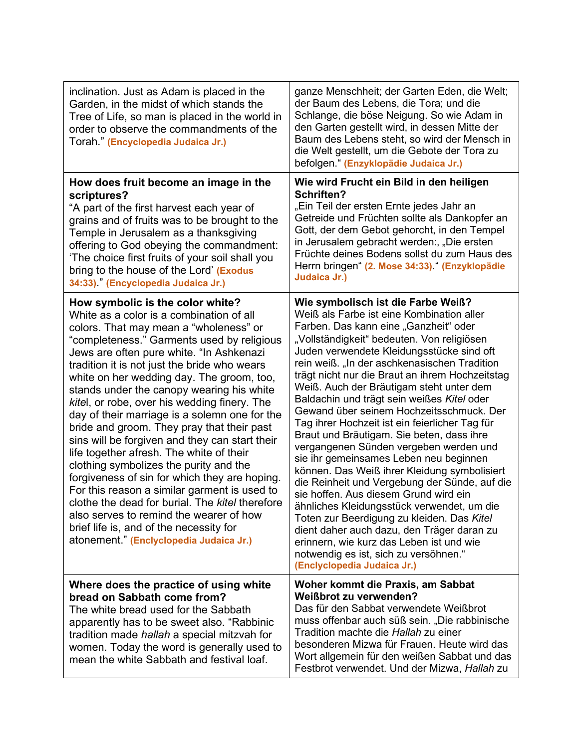| | |
|---|---|
| inclination. Just as Adam is placed in the Garden, in the midst of which stands the Tree of Life, so man is placed in the world in order to observe the commandments of the Torah." **(Encyclopedia Judaica Jr.)** | ganze Menschheit; der Garten Eden, die Welt; der Baum des Lebens, die Tora; und die Schlange, die böse Neigung. So wie Adam in den Garten gestellt wird, in dessen Mitte der Baum des Lebens steht, so wird der Mensch in die Welt gestellt, um die Gebote der Tora zu befolgen." **(Enzyklopädie Judaica Jr.)** |
| **How does fruit become an image in the scriptures?**<br>"A part of the first harvest each year of grains and of fruits was to be brought to the Temple in Jerusalem as a thanksgiving offering to God obeying the commandment: 'The choice first fruits of your soil shall you bring to the house of the Lord' **(Exodus 34:33)**." **(Encyclopedia Judaica Jr.)** | **Wie wird Frucht ein Bild in den heiligen Schriften?**<br>„Ein Teil der ersten Ernte jedes Jahr an Getreide und Früchten sollte als Dankopfer an Gott, der dem Gebot gehorcht, in den Tempel in Jerusalem gebracht werden:, „Die ersten Früchte deines Bodens sollst du zum Haus des Herrn bringen" **(2. Mose 34:33)**." **(Enzyklopädie Judaica Jr.)** |
| **How symbolic is the color white?**<br>White as a color is a combination of all colors. That may mean a "wholeness" or "completeness." Garments used by religious Jews are often pure white. "In Ashkenazi tradition it is not just the bride who wears white on her wedding day. The groom, too, stands under the canopy wearing his white *kite*l, or robe, over his wedding finery. The day of their marriage is a solemn one for the bride and groom. They pray that their past sins will be forgiven and they can start their life together afresh. The white of their clothing symbolizes the purity and the forgiveness of sin for which they are hoping. For this reason a similar garment is used to clothe the dead for burial. The *kitel* therefore also serves to remind the wearer of how brief life is, and of the necessity for atonement." **(Enclyclopedia Judaica Jr.)** | **Wie symbolisch ist die Farbe Weiß?**<br>Weiß als Farbe ist eine Kombination aller Farben. Das kann eine „Ganzheit" oder „Vollständigkeit" bedeuten. Von religiösen Juden verwendete Kleidungsstücke sind oft rein weiß. „In der aschkenasischen Tradition trägt nicht nur die Braut an ihrem Hochzeitstag Weiß. Auch der Bräutigam steht unter dem Baldachin und trägt sein weißes *Kitel* oder Gewand über seinem Hochzeitsschmuck. Der Tag ihrer Hochzeit ist ein feierlicher Tag für Braut und Bräutigam. Sie beten, dass ihre vergangenen Sünden vergeben werden und sie ihr gemeinsames Leben neu beginnen können. Das Weiß ihrer Kleidung symbolisiert die Reinheit und Vergebung der Sünde, auf die sie hoffen. Aus diesem Grund wird ein ähnliches Kleidungsstück verwendet, um die Toten zur Beerdigung zu kleiden. Das *Kitel* dient daher auch dazu, den Träger daran zu erinnern, wie kurz das Leben ist und wie notwendig es ist, sich zu versöhnen." **(Enclyclopedia Judaica Jr.)** |
| **Where does the practice of using white bread on Sabbath come from?**<br>The white bread used for the Sabbath apparently has to be sweet also. "Rabbinic tradition made *hallah* a special mitzvah for women. Today the word is generally used to mean the white Sabbath and festival loaf. | **Woher kommt die Praxis, am Sabbat Weißbrot zu verwenden?**<br>Das für den Sabbat verwendete Weißbrot muss offenbar auch süß sein. „Die rabbinische Tradition machte die *Hallah* zu einer besonderen Mizwa für Frauen. Heute wird das Wort allgemein für den weißen Sabbat und das Festbrot verwendet. Und der Mizwa, *Hallah* zu |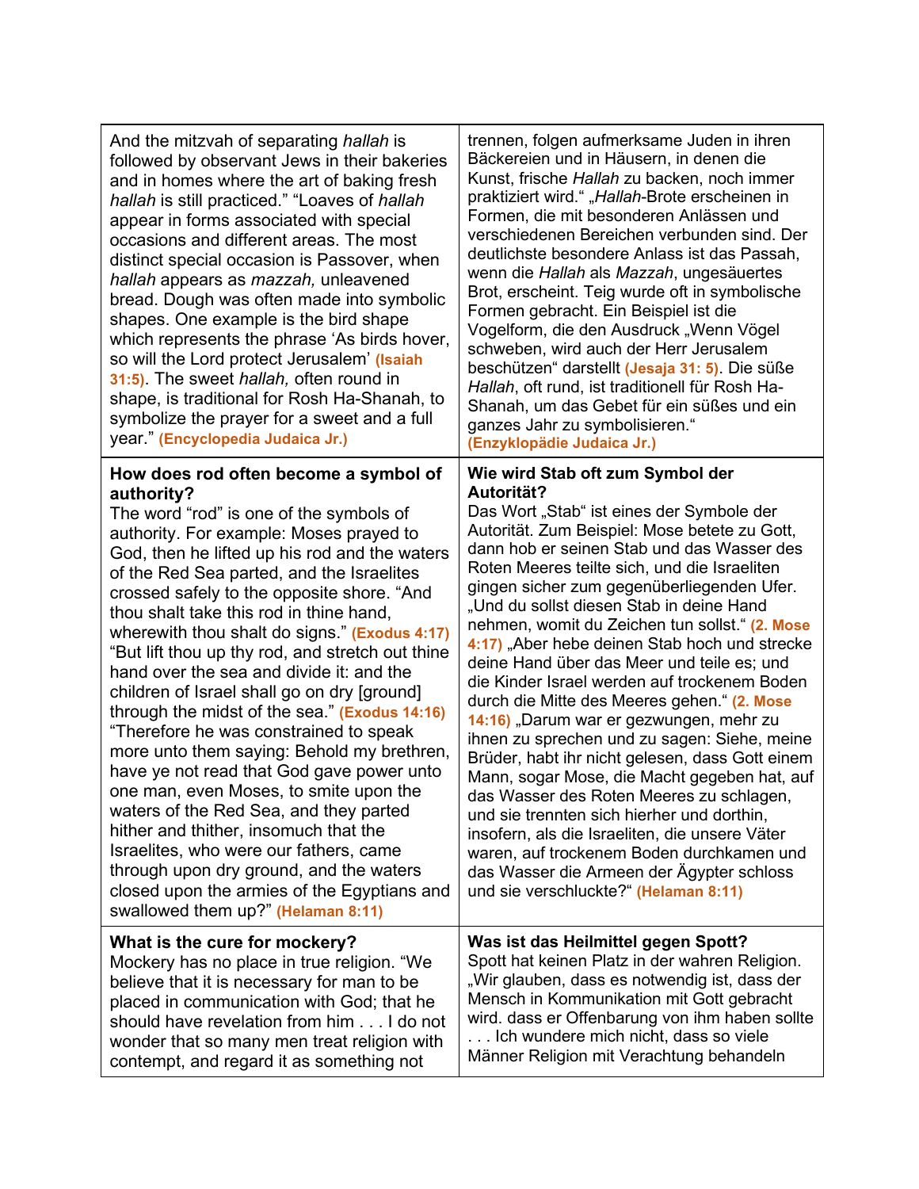| | |
|---|---|
| And the mitzvah of separating *hallah* is followed by observant Jews in their bakeries and in homes where the art of baking fresh *hallah* is still practiced." "Loaves of *hallah* appear in forms associated with special occasions and different areas. The most distinct special occasion is Passover, when *hallah* appears as *mazzah,* unleavened bread. Dough was often made into symbolic shapes. One example is the bird shape which represents the phrase 'As birds hover, so will the Lord protect Jerusalem' **(Isaiah 31:5)**. The sweet *hallah,* often round in shape, is traditional for Rosh Ha-Shanah, to symbolize the prayer for a sweet and a full year." **(Encyclopedia Judaica Jr.)** | trennen, folgen aufmerksame Juden in ihren Bäckereien und in Häusern, in denen die Kunst, frische *Hallah* zu backen, noch immer praktiziert wird." „*Hallah*-Brote erscheinen in Formen, die mit besonderen Anlässen und verschiedenen Bereichen verbunden sind. Der deutlichste besondere Anlass ist das Passah, wenn die *Hallah* als *Mazzah*, ungesäuertes Brot, erscheint. Teig wurde oft in symbolische Formen gebracht. Ein Beispiel ist die Vogelform, die den Ausdruck „Wenn Vögel schweben, wird auch der Herr Jerusalem beschützen" darstellt **(Jesaja 31: 5)**. Die süße *Hallah*, oft rund, ist traditionell für Rosh Ha-Shanah, um das Gebet für ein süßes und ein ganzes Jahr zu symbolisieren." **(Enzyklopädie Judaica Jr.)** |
| **How does rod often become a symbol of authority?**<br>The word "rod" is one of the symbols of authority. For example: Moses prayed to God, then he lifted up his rod and the waters of the Red Sea parted, and the Israelites crossed safely to the opposite shore. "And thou shalt take this rod in thine hand, wherewith thou shalt do signs." **(Exodus 4:17)** "But lift thou up thy rod, and stretch out thine hand over the sea and divide it: and the children of Israel shall go on dry [ground] through the midst of the sea." **(Exodus 14:16)** "Therefore he was constrained to speak more unto them saying: Behold my brethren, have ye not read that God gave power unto one man, even Moses, to smite upon the waters of the Red Sea, and they parted hither and thither, insomuch that the Israelites, who were our fathers, came through upon dry ground, and the waters closed upon the armies of the Egyptians and swallowed them up?" **(Helaman 8:11)** | **Wie wird Stab oft zum Symbol der Autorität?**<br>Das Wort „Stab" ist eines der Symbole der Autorität. Zum Beispiel: Mose betete zu Gott, dann hob er seinen Stab und das Wasser des Roten Meeres teilte sich, und die Israeliten gingen sicher zum gegenüberliegenden Ufer. „Und du sollst diesen Stab in deine Hand nehmen, womit du Zeichen tun sollst." **(2. Mose 4:17)** „Aber hebe deinen Stab hoch und strecke deine Hand über das Meer und teile es; und die Kinder Israel werden auf trockenem Boden durch die Mitte des Meeres gehen." **(2. Mose 14:16)** „Darum war er gezwungen, mehr zu ihnen zu sprechen und zu sagen: Siehe, meine Brüder, habt ihr nicht gelesen, dass Gott einem Mann, sogar Mose, die Macht gegeben hat, auf das Wasser des Roten Meeres zu schlagen, und sie trennten sich hierher und dorthin, insofern, als die Israeliten, die unsere Väter waren, auf trockenem Boden durchkamen und das Wasser die Armeen der Ägypter schloss und sie verschluckte?" **(Helaman 8:11)** |
| **What is the cure for mockery?**<br>Mockery has no place in true religion. "We believe that it is necessary for man to be placed in communication with God; that he should have revelation from him . . . I do not wonder that so many men treat religion with contempt, and regard it as something not | **Was ist das Heilmittel gegen Spott?**<br>Spott hat keinen Platz in der wahren Religion. „Wir glauben, dass es notwendig ist, dass der Mensch in Kommunikation mit Gott gebracht wird. dass er Offenbarung von ihm haben sollte . . . Ich wundere mich nicht, dass so viele Männer Religion mit Verachtung behandeln |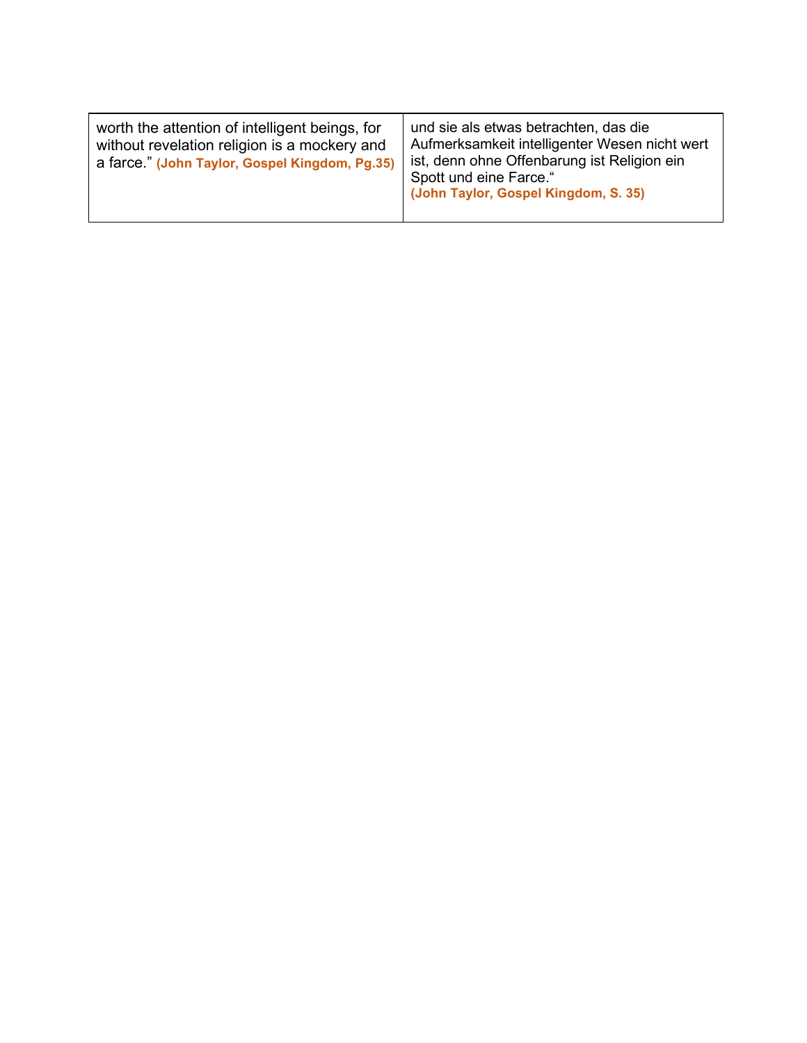| | |
|---|---|
| worth the attention of intelligent beings, for without revelation religion is a mockery and a farce." **(John Taylor, Gospel Kingdom, Pg.35)** | und sie als etwas betrachten, das die Aufmerksamkeit intelligenter Wesen nicht wert ist, denn ohne Offenbarung ist Religion ein Spott und eine Farce." **(John Taylor, Gospel Kingdom, S. 35)** |